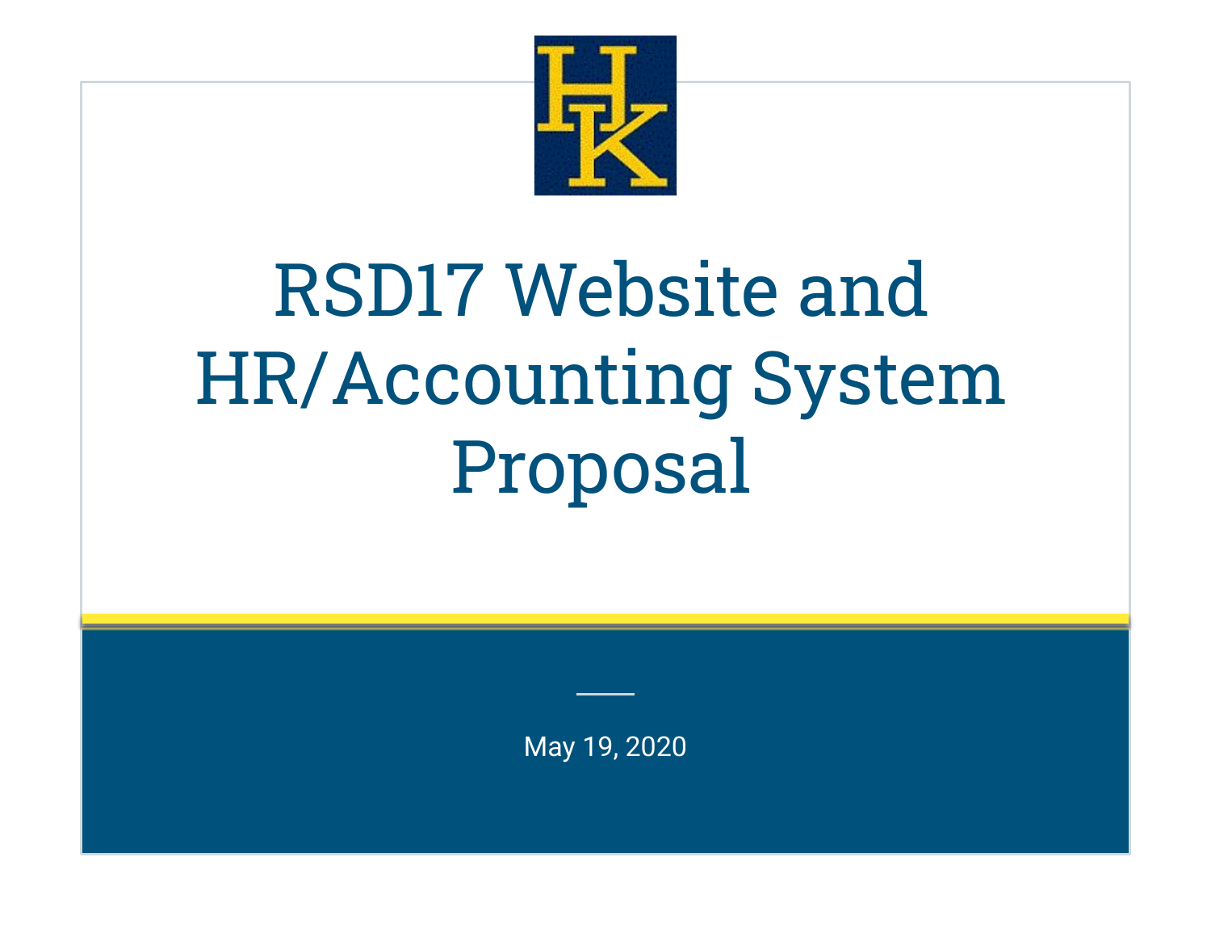# RSD17 Website and HR/Accounting System Proposal

May 19, 2020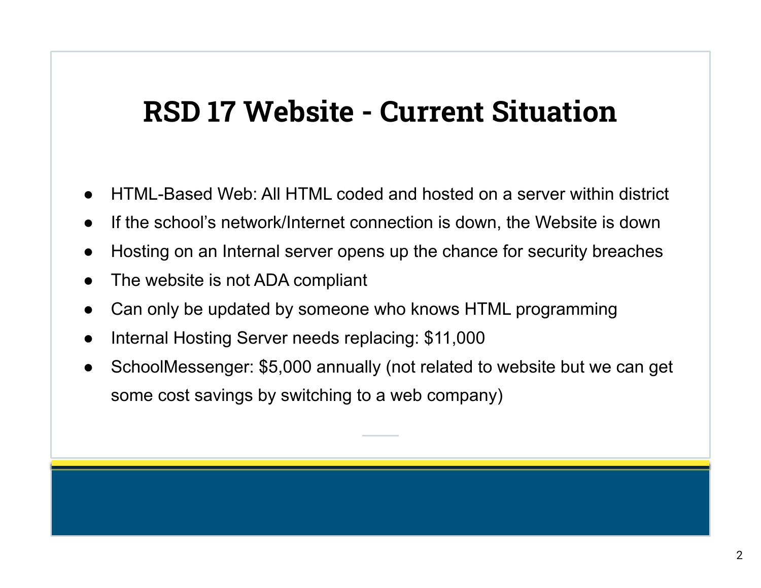# RSD 17 Website - Current Situation

- HTML-Based Web: All HTML coded and hosted on a server within district
- If the school's network/Internet connection is down, the Website is down
- Hosting on an Internal server opens up the chance for security breaches
- The website is not ADA compliant
- Can only be updated by someone who knows HTML programming
- Internal Hosting Server needs replacing: $11,000
- SchoolMessenger: $5,000 annually (not related to website but we can get some cost savings by switching to a web company)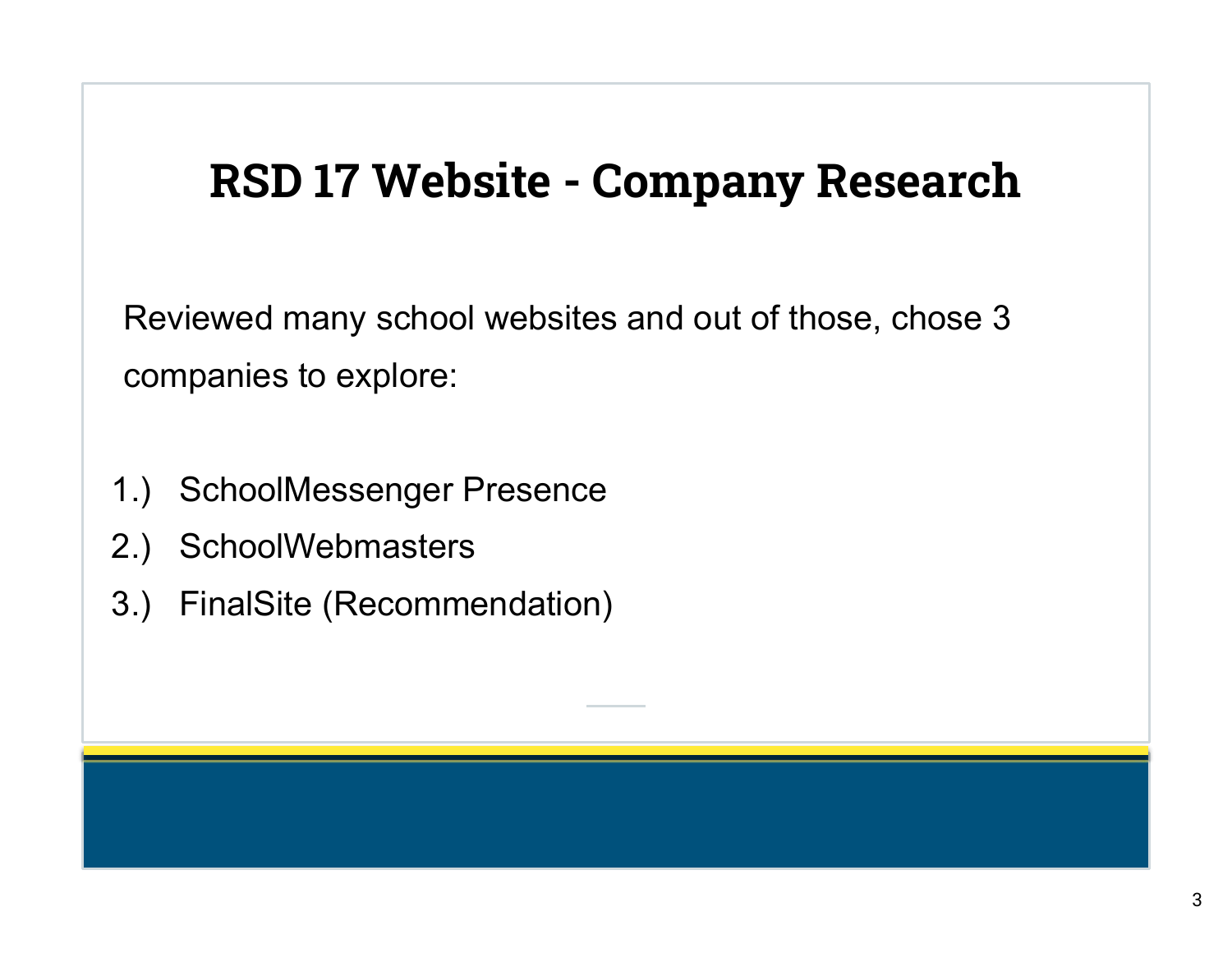# RSD 17 Website - Company Research

Reviewed many school websites and out of those, chose 3 companies to explore:

1.) SchoolMessenger Presence
2.) SchoolWebmasters
3.) FinalSite (Recommendation)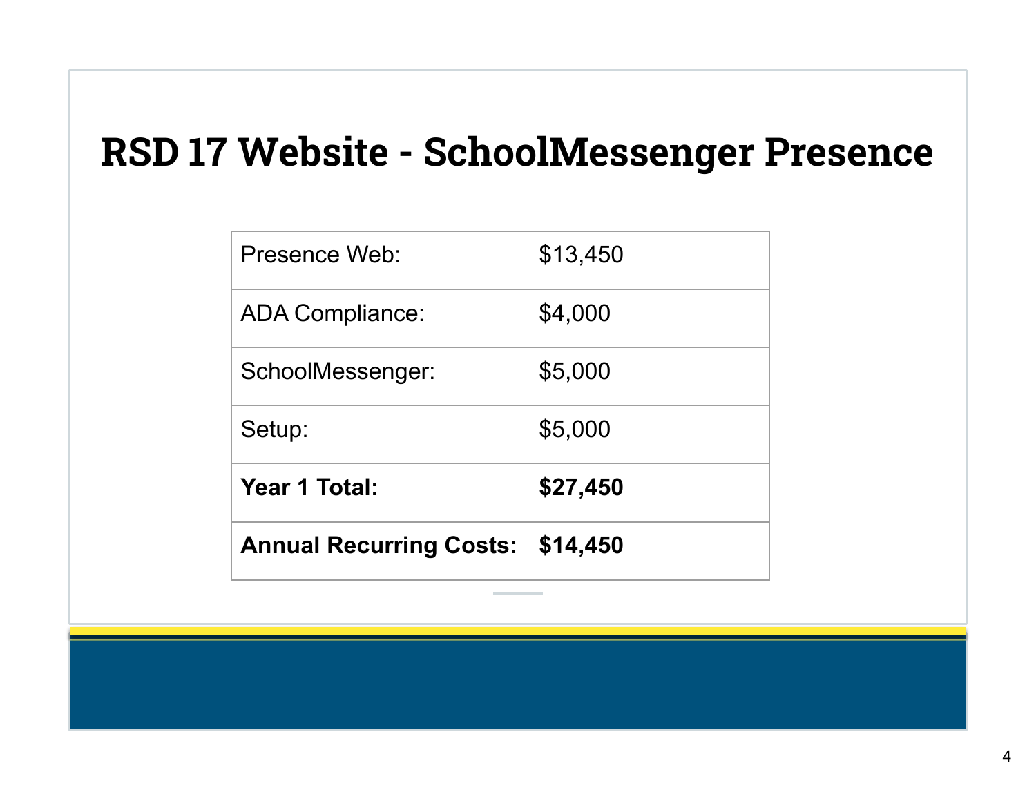# RSD 17 Website - SchoolMessenger Presence

| | |
|---|---|
| Presence Web: | $13,450 |
| ADA Compliance: | $4,000 |
| SchoolMessenger: | $5,000 |
| Setup: | $5,000 |
| **Year 1 Total:** | **$27,450** |
| **Annual Recurring Costs:** | **$14,450** |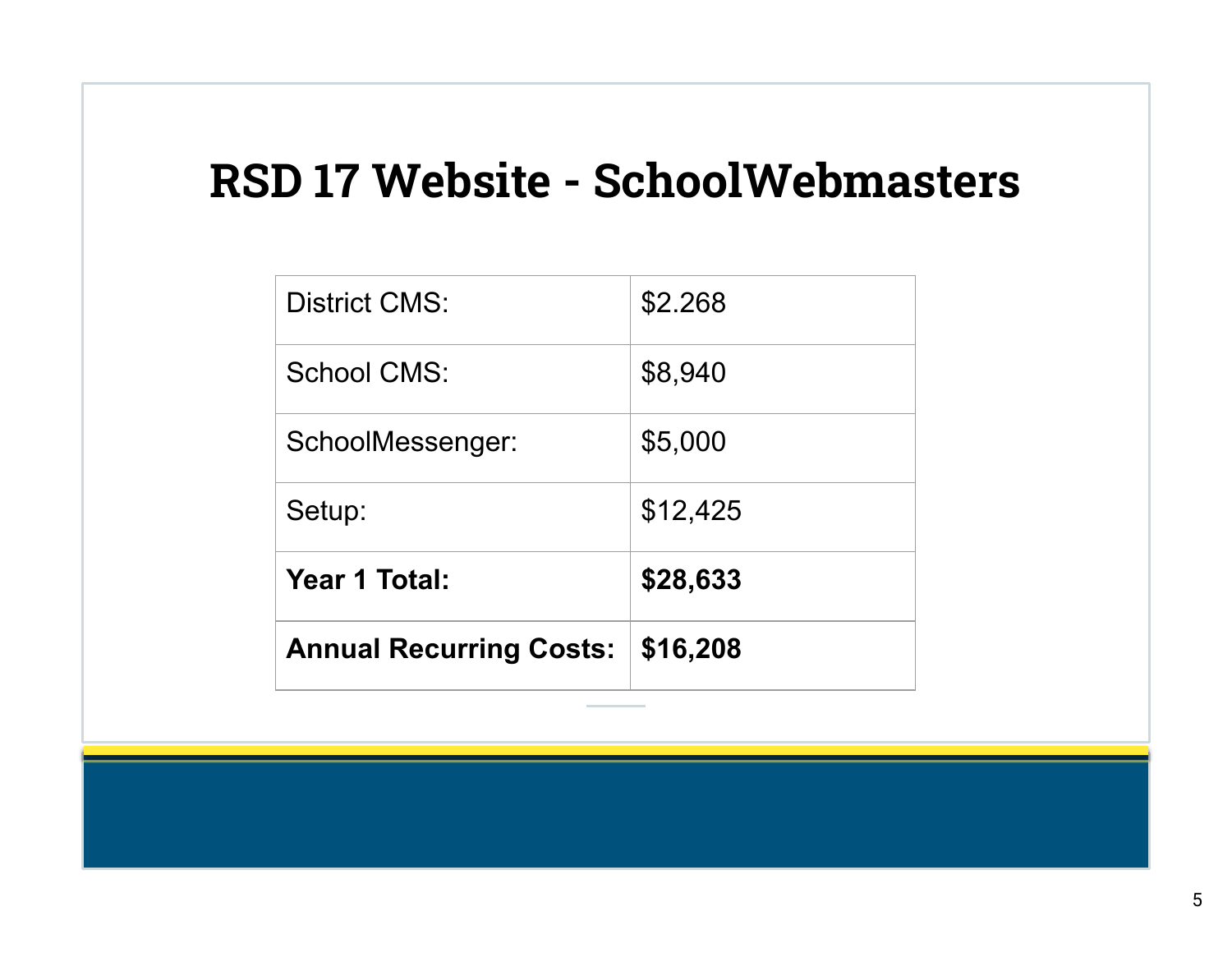# RSD 17 Website - SchoolWebmasters

| | |
|---|---|
| District CMS: | $2.268 |
| School CMS: | $8,940 |
| SchoolMessenger: | $5,000 |
| Setup: | $12,425 |
| **Year 1 Total:** | **$28,633** |
| **Annual Recurring Costs:** | **$16,208** |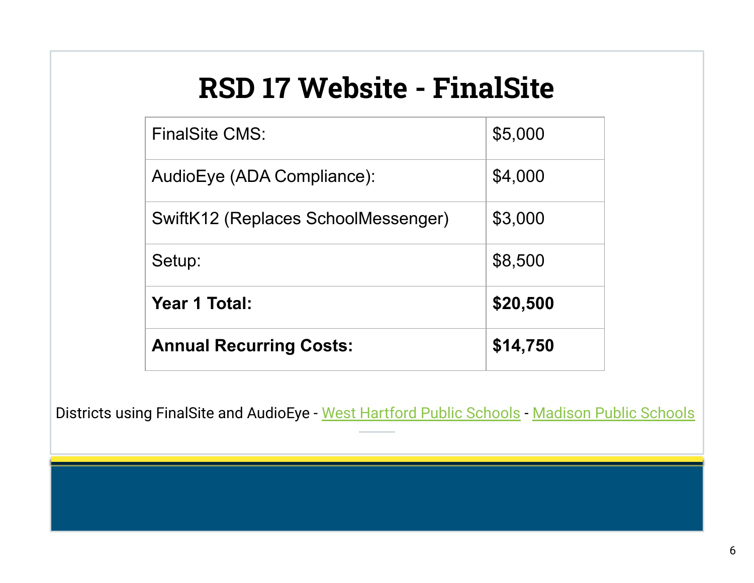# RSD 17 Website - FinalSite

| | |
|---|---|
| FinalSite CMS: | $5,000 |
| AudioEye (ADA Compliance): | $4,000 |
| SwiftK12 (Replaces SchoolMessenger) | $3,000 |
| Setup: | $8,500 |
| **Year 1 Total:** | **$20,500** |
| **Annual Recurring Costs:** | **$14,750** |

Districts using FinalSite and AudioEye - West Hartford Public Schools - Madison Public Schools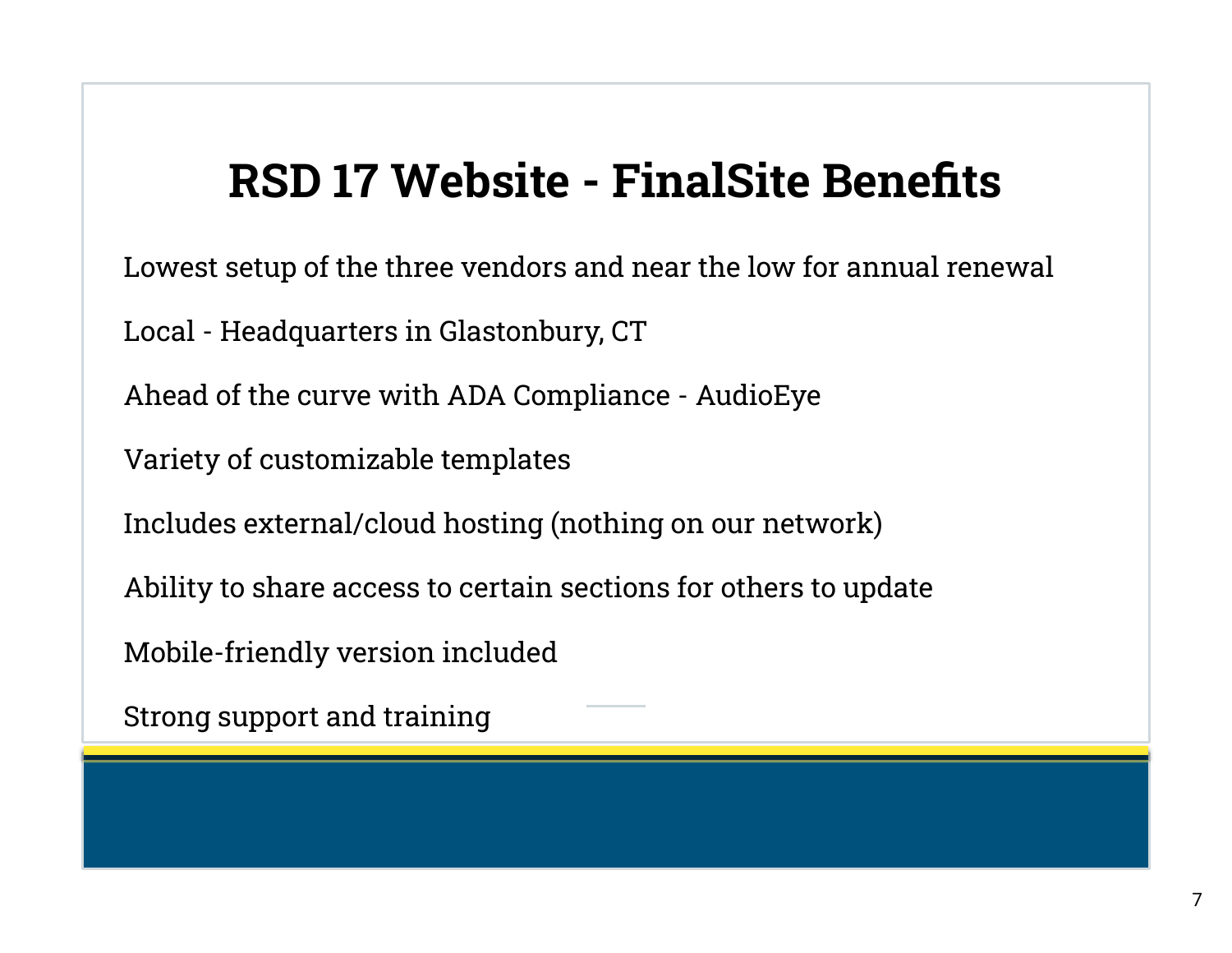# RSD 17 Website - FinalSite Benefits

Lowest setup of the three vendors and near the low for annual renewal

Local - Headquarters in Glastonbury, CT

Ahead of the curve with ADA Compliance - AudioEye

Variety of customizable templates

Includes external/cloud hosting (nothing on our network)

Ability to share access to certain sections for others to update

Mobile-friendly version included

Strong support and training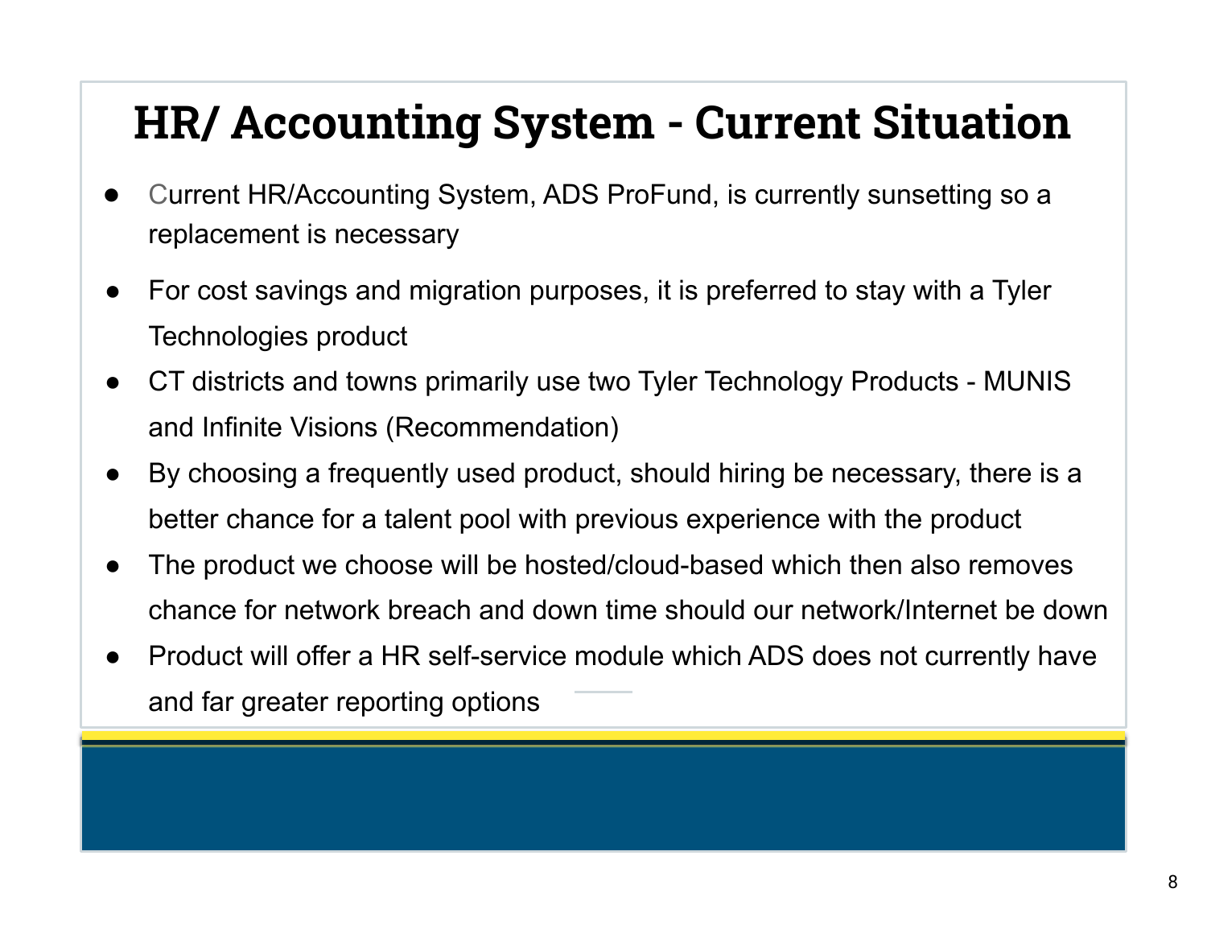# HR/ Accounting System - Current Situation

- Current HR/Accounting System, ADS ProFund, is currently sunsetting so a replacement is necessary
- For cost savings and migration purposes, it is preferred to stay with a Tyler Technologies product
- CT districts and towns primarily use two Tyler Technology Products - MUNIS and Infinite Visions (Recommendation)
- By choosing a frequently used product, should hiring be necessary, there is a better chance for a talent pool with previous experience with the product
- The product we choose will be hosted/cloud-based which then also removes chance for network breach and down time should our network/Internet be down
- Product will offer a HR self-service module which ADS does not currently have and far greater reporting options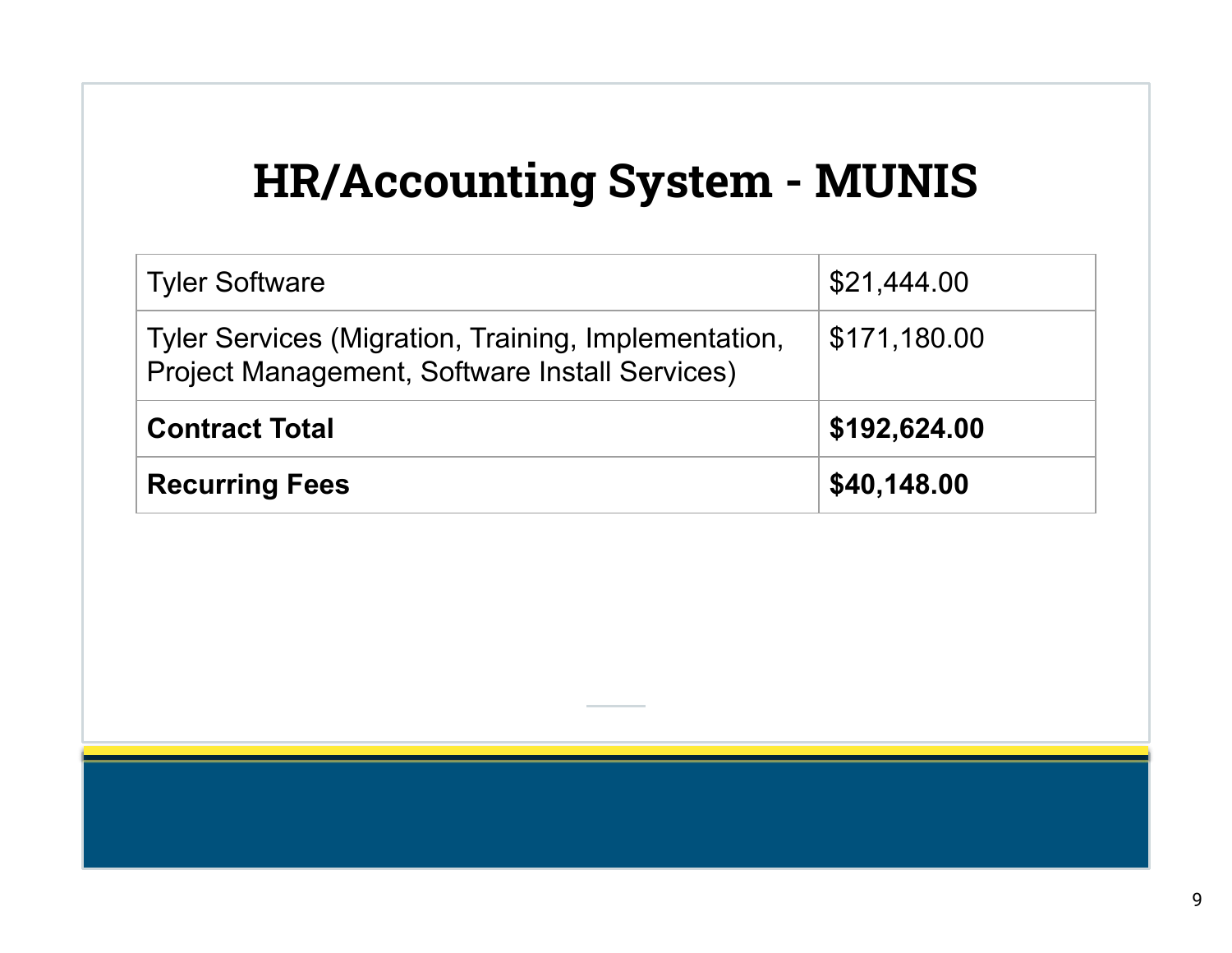# HR/Accounting System - MUNIS

| | |
|---|---|
| Tyler Software | $21,444.00 |
| Tyler Services (Migration, Training, Implementation, Project Management, Software Install Services) | $171,180.00 |
| **Contract Total** | **$192,624.00** |
| **Recurring Fees** | **$40,148.00** |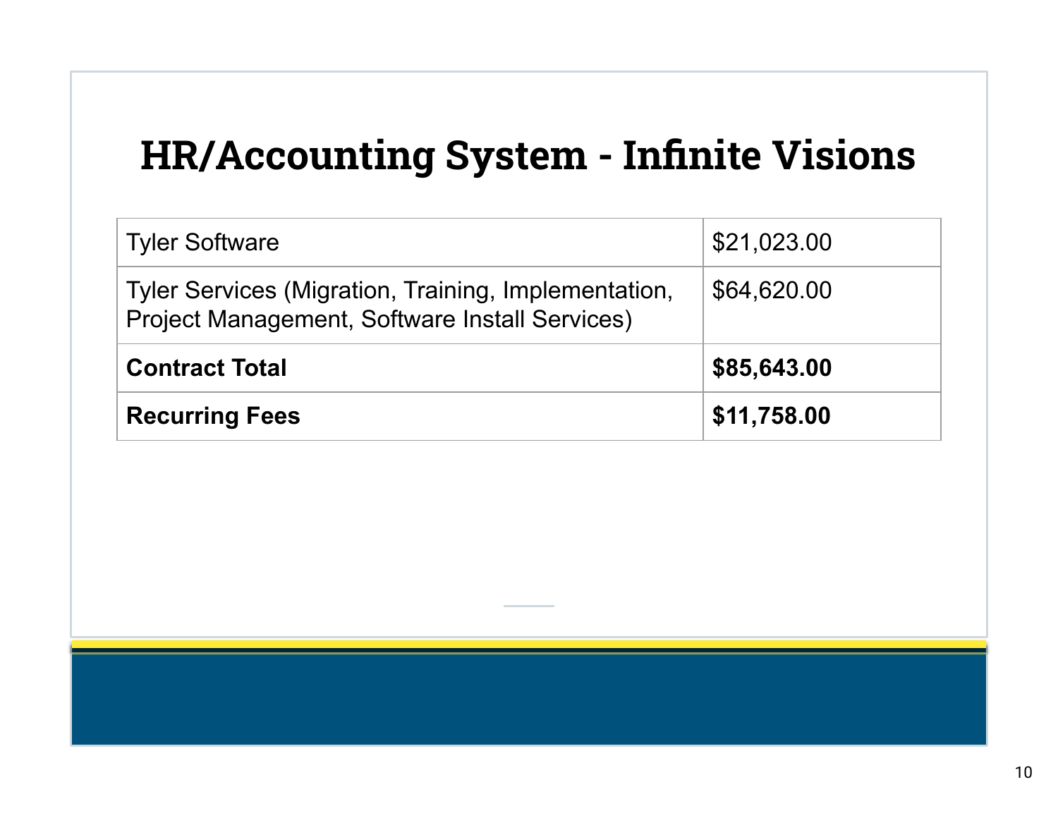# HR/Accounting System - Infinite Visions

| | |
|---|---|
| Tyler Software | $21,023.00 |
| Tyler Services (Migration, Training, Implementation, Project Management, Software Install Services) | $64,620.00 |
| **Contract Total** | **$85,643.00** |
| **Recurring Fees** | **$11,758.00** |